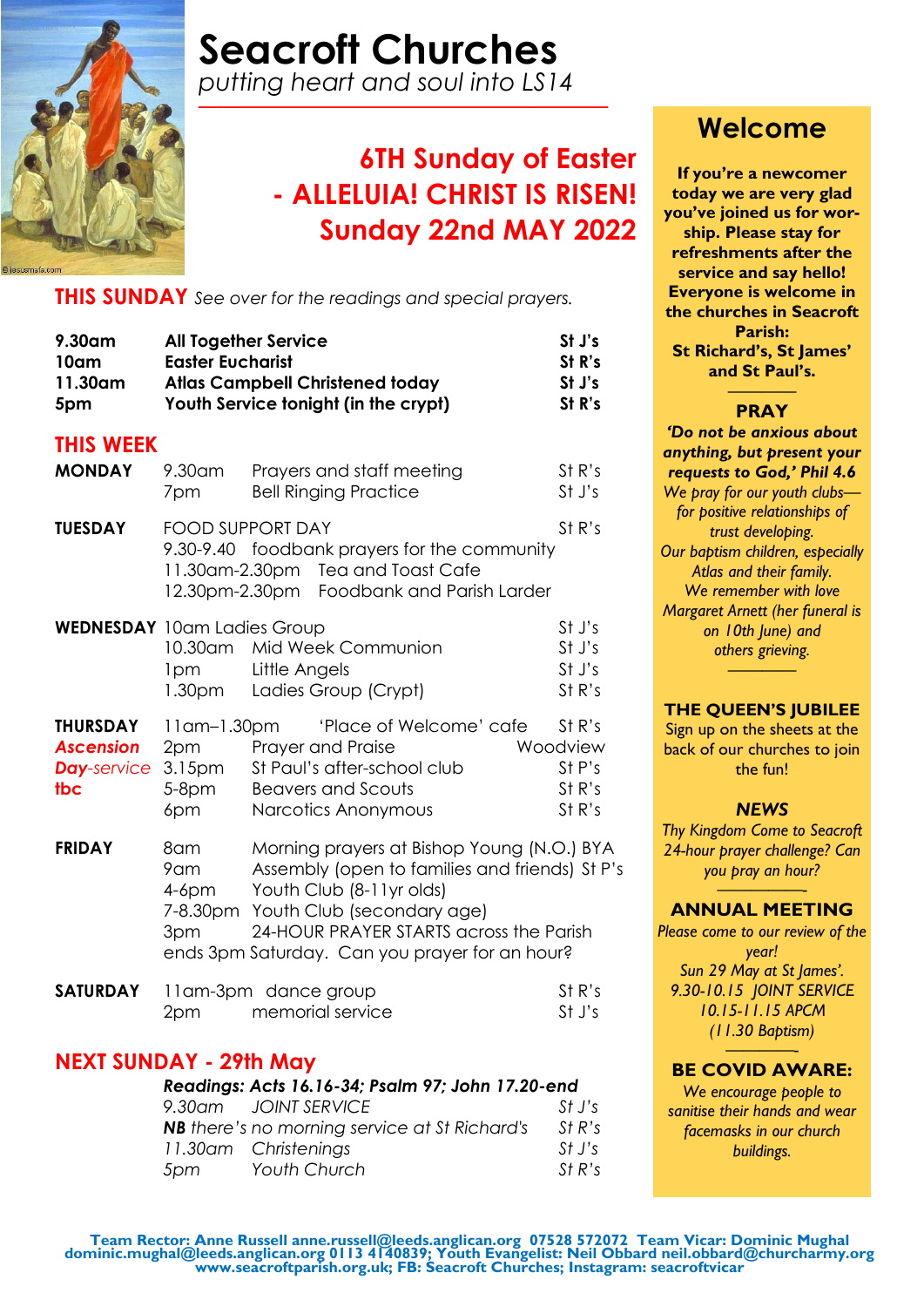# Seacroft Churches

*putting heart and soul into LS14*

## 6TH Sunday of Easter - ALLELUIA! CHRIST IS RISEN! Sunday 22nd MAY 2022

## THIS SUNDAY *See over for the readings and special prayers.*

| | | |
|---|---|---|
| **9.30am** | **All Together Service** | **St J's** |
| **10am** | **Easter Eucharist** | **St R's** |
| **11.30am** | **Atlas Campbell Christened today** | **St J's** |
| **5pm** | **Youth Service tonight (in the crypt)** | **St R's** |

## THIS WEEK

| | | | |
|---|---|---|---|
| **MONDAY** | 9.30am | Prayers and staff meeting | St R's |
| | 7pm | Bell Ringing Practice | St J's |
| **TUESDAY** | FOOD SUPPORT DAY | | St R's |
| | 9.30-9.40 | foodbank prayers for the community | |
| | 11.30am-2.30pm | Tea and Toast Cafe | |
| | 12.30pm-2.30pm | Foodbank and Parish Larder | |
| **WEDNESDAY** | 10am | Ladies Group | St J's |
| | 10.30am | Mid Week Communion | St J's |
| | 1pm | Little Angels | St J's |
| | 1.30pm | Ladies Group (Crypt) | St R's |
| **THURSDAY** | 11am–1.30pm | 'Place of Welcome' cafe | St R's |
| ***Ascension*** | 2pm | Prayer and Praise | Woodview |
| ***Day*-service** | 3.15pm | St Paul's after-school club | St P's |
| **tbc** | 5-8pm | Beavers and Scouts | St R's |
| | 6pm | Narcotics Anonymous | St R's |
| **FRIDAY** | 8am | Morning prayers at Bishop Young (N.O.) | BYA |
| | 9am | Assembly (open to families and friends) | St P's |
| | 4-6pm | Youth Club (8-11yr olds) | |
| | 7-8.30pm | Youth Club (secondary age) | |
| | 3pm | 24-HOUR PRAYER STARTS across the Parish ends 3pm Saturday. Can you prayer for an hour? | |
| **SATURDAY** | 11am-3pm | dance group | St R's |
| | 2pm | memorial service | St J's |

## NEXT SUNDAY - 29th May

***Readings: Acts 16.16-34; Psalm 97; John 17.20-end***

| | | |
|---|---|---|
| *9.30am* | *JOINT SERVICE* | *St J's* |
| | ***NB** there's no morning service at St Richard's* | *St R's* |
| *11.30am* | *Christenings* | *St J's* |
| *5pm* | *Youth Church* | *St R's* |

## Welcome

**If you're a newcomer today we are very glad you've joined us for worship. Please stay for refreshments after the service and say hello! Everyone is welcome in the churches in Seacroft Parish: St Richard's, St James' and St Paul's.**

### PRAY

***'Do not be anxious about anything, but present your requests to God,' Phil 4.6***

*We pray for our youth clubs—for positive relationships of trust developing.*

*Our baptism children, especially Atlas and their family.*

*We remember with love Margaret Arnett (her funeral is on 10th June) and others grieving.*

### THE QUEEN'S JUBILEE

Sign up on the sheets at the back of our churches to join the fun!

### *NEWS*

*Thy Kingdom Come to Seacroft 24-hour prayer challenge? Can you pray an hour?*

### ANNUAL MEETING

*Please come to our review of the year!*

*Sun 29 May at St James'.*
*9.30-10.15 JOINT SERVICE*
*10.15-11.15 APCM*
*(11.30 Baptism)*

### BE COVID AWARE:

*We encourage people to sanitise their hands and wear facemasks in our church buildings.*

**Team Rector: Anne Russell anne.russell@leeds.anglican.org 07528 572072 Team Vicar: Dominic Mughal dominic.mughal@leeds.anglican.org 0113 4140839; Youth Evangelist: Neil Obbard neil.obbard@churcharmy.org www.seacroftparish.org.uk; FB: Seacroft Churches; Instagram: seacroftvicar**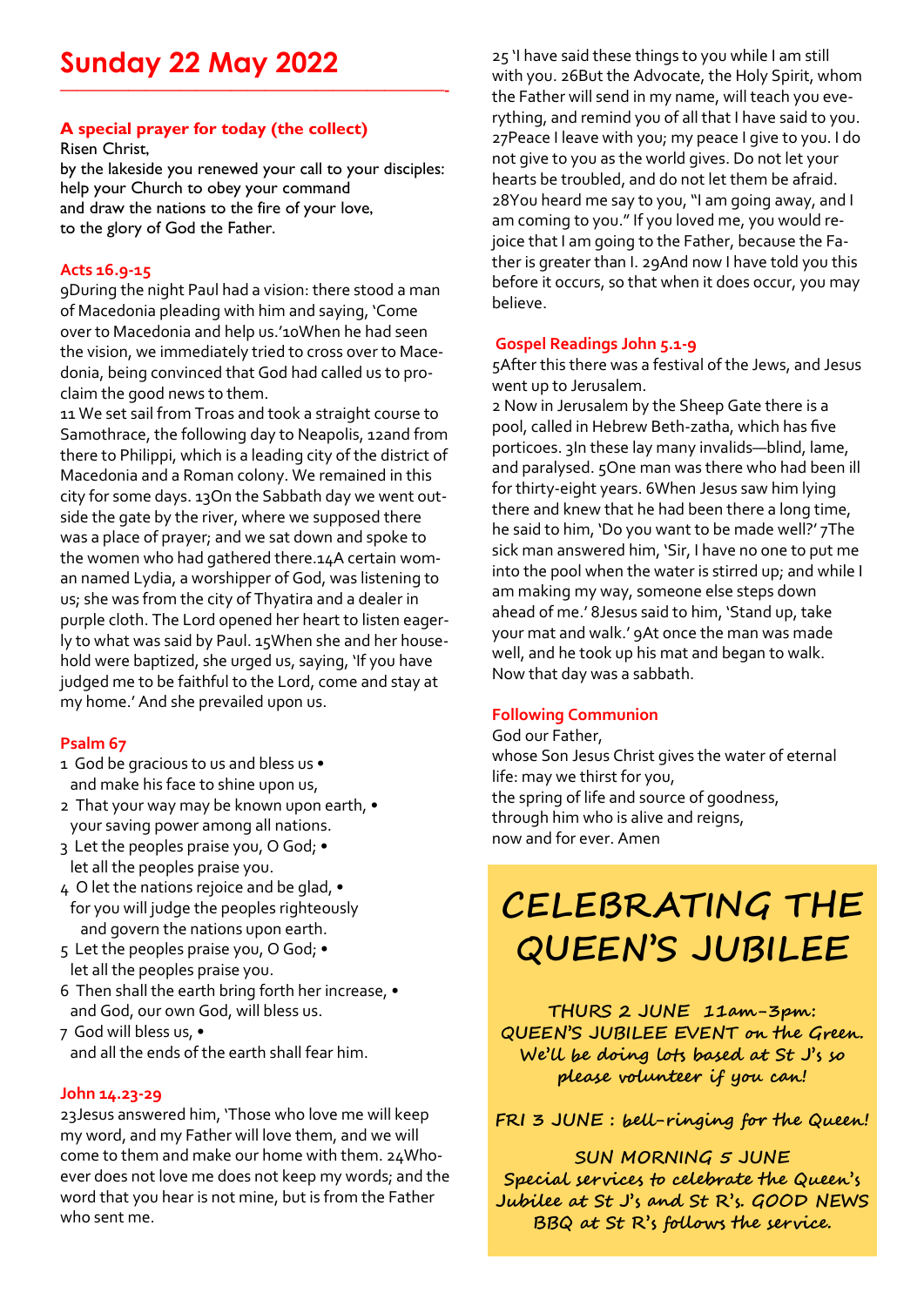# Sunday 22 May 2022

### A special prayer for today (the collect)

Risen Christ,
by the lakeside you renewed your call to your disciples:
help your Church to obey your command
and draw the nations to the fire of your love,
to the glory of God the Father.

### Acts 16.9-15

9During the night Paul had a vision: there stood a man of Macedonia pleading with him and saying, 'Come over to Macedonia and help us.'10When he had seen the vision, we immediately tried to cross over to Macedonia, being convinced that God had called us to proclaim the good news to them.
11 We set sail from Troas and took a straight course to Samothrace, the following day to Neapolis, 12and from there to Philippi, which is a leading city of the district of Macedonia and a Roman colony. We remained in this city for some days. 13On the Sabbath day we went outside the gate by the river, where we supposed there was a place of prayer; and we sat down and spoke to the women who had gathered there.14A certain woman named Lydia, a worshipper of God, was listening to us; she was from the city of Thyatira and a dealer in purple cloth. The Lord opened her heart to listen eagerly to what was said by Paul. 15When she and her household were baptized, she urged us, saying, 'If you have judged me to be faithful to the Lord, come and stay at my home.' And she prevailed upon us.

### Psalm 67

1 God be gracious to us and bless us •
and make his face to shine upon us,
2 That your way may be known upon earth, •
your saving power among all nations.
3 Let the peoples praise you, O God; •
let all the peoples praise you.
4 O let the nations rejoice and be glad, •
for you will judge the peoples righteously
and govern the nations upon earth.
5 Let the peoples praise you, O God; •
let all the peoples praise you.
6 Then shall the earth bring forth her increase, •
and God, our own God, will bless us.
7 God will bless us, •
and all the ends of the earth shall fear him.

### John 14.23-29

23Jesus answered him, 'Those who love me will keep my word, and my Father will love them, and we will come to them and make our home with them. 24Whoever does not love me does not keep my words; and the word that you hear is not mine, but is from the Father who sent me.

25 'I have said these things to you while I am still with you. 26But the Advocate, the Holy Spirit, whom the Father will send in my name, will teach you everything, and remind you of all that I have said to you. 27Peace I leave with you; my peace I give to you. I do not give to you as the world gives. Do not let your hearts be troubled, and do not let them be afraid. 28You heard me say to you, "I am going away, and I am coming to you." If you loved me, you would rejoice that I am going to the Father, because the Father is greater than I. 29And now I have told you this before it occurs, so that when it does occur, you may believe.

### Gospel Readings John 5.1-9

5After this there was a festival of the Jews, and Jesus went up to Jerusalem.
2 Now in Jerusalem by the Sheep Gate there is a pool, called in Hebrew Beth-zatha, which has five porticoes. 3In these lay many invalids—blind, lame, and paralysed. 5One man was there who had been ill for thirty-eight years. 6When Jesus saw him lying there and knew that he had been there a long time, he said to him, 'Do you want to be made well?' 7The sick man answered him, 'Sir, I have no one to put me into the pool when the water is stirred up; and while I am making my way, someone else steps down ahead of me.' 8Jesus said to him, 'Stand up, take your mat and walk.' 9At once the man was made well, and he took up his mat and began to walk.
Now that day was a sabbath.

### Following Communion

God our Father,
whose Son Jesus Christ gives the water of eternal life: may we thirst for you,
the spring of life and source of goodness,
through him who is alive and reigns,
now and for ever. Amen

## CELEBRATING THE QUEEN'S JUBILEE

**THURS 2 JUNE 11am-3pm: QUEEN'S JUBILEE EVENT on the Green. We'll be doing lots based at St J's so please volunteer if you can!**

**FRI 3 JUNE : bell-ringing for the Queen!**

**SUN MORNING 5 JUNE Special services to celebrate the Queen's Jubilee at St J's and St R's. GOOD NEWS BBQ at St R's follows the service.**